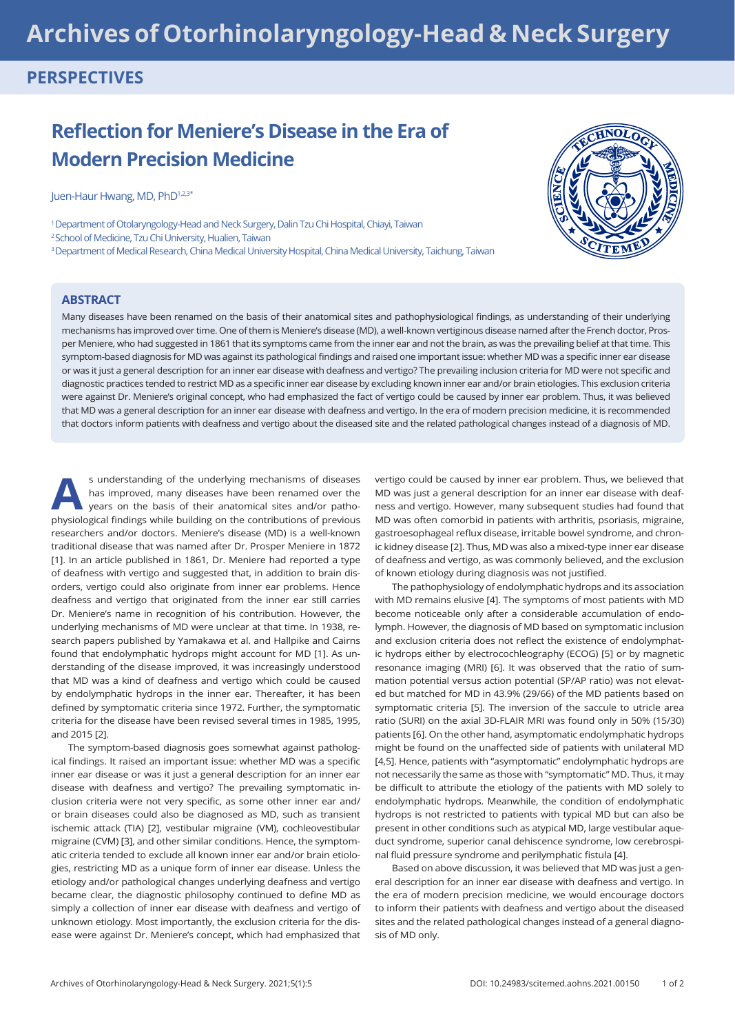PERSPECTIVES

# Reflection for Meniere's Disease in the Era of Modern Precision Medicine

Juen-Haur Hwang, MD, PhD[1,2,3*]

[1] Department of Otolaryngology-Head and Neck Surgery, Dalin Tzu Chi Hospital, Chiayi, Taiwan
[2] School of Medicine, Tzu Chi University, Hualien, Taiwan
[3] Department of Medical Research, China Medical University Hospital, China Medical University, Taichung, Taiwan

## ABSTRACT

Many diseases have been renamed on the basis of their anatomical sites and pathophysiological findings, as understanding of their underlying mechanisms has improved over time. One of them is Meniere's disease (MD), a well-known vertiginous disease named after the French doctor, Prosper Meniere, who had suggested in 1861 that its symptoms came from the inner ear and not the brain, as was the prevailing belief at that time. This symptom-based diagnosis for MD was against its pathological findings and raised one important issue: whether MD was a specific inner ear disease or was it just a general description for an inner ear disease with deafness and vertigo? The prevailing inclusion criteria for MD were not specific and diagnostic practices tended to restrict MD as a specific inner ear disease by excluding known inner ear and/or brain etiologies. This exclusion criteria were against Dr. Meniere's original concept, who had emphasized the fact of vertigo could be caused by inner ear problem. Thus, it was believed that MD was a general description for an inner ear disease with deafness and vertigo. In the era of modern precision medicine, it is recommended that doctors inform patients with deafness and vertigo about the diseased site and the related pathological changes instead of a diagnosis of MD.

As understanding of the underlying mechanisms of diseases has improved, many diseases have been renamed over the years on the basis of their anatomical sites and/or pathophysiological findings while building on the contributions of previous researchers and/or doctors. Meniere's disease (MD) is a well-known traditional disease that was named after Dr. Prosper Meniere in 1872 [1]. In an article published in 1861, Dr. Meniere had reported a type of deafness with vertigo and suggested that, in addition to brain disorders, vertigo could also originate from inner ear problems. Hence deafness and vertigo that originated from the inner ear still carries Dr. Meniere's name in recognition of his contribution. However, the underlying mechanisms of MD were unclear at that time. In 1938, research papers published by Yamakawa et al. and Hallpike and Cairns found that endolymphatic hydrops might account for MD [1]. As understanding of the disease improved, it was increasingly understood that MD was a kind of deafness and vertigo which could be caused by endolymphatic hydrops in the inner ear. Thereafter, it has been defined by symptomatic criteria since 1972. Further, the symptomatic criteria for the disease have been revised several times in 1985, 1995, and 2015 [2].

The symptom-based diagnosis goes somewhat against pathological findings. It raised an important issue: whether MD was a specific inner ear disease or was it just a general description for an inner ear disease with deafness and vertigo? The prevailing symptomatic inclusion criteria were not very specific, as some other inner ear and/or brain diseases could also be diagnosed as MD, such as transient ischemic attack (TIA) [2], vestibular migraine (VM), cochleovestibular migraine (CVM) [3], and other similar conditions. Hence, the symptomatic criteria tended to exclude all known inner ear and/or brain etiologies, restricting MD as a unique form of inner ear disease. Unless the etiology and/or pathological changes underlying deafness and vertigo became clear, the diagnostic philosophy continued to define MD as simply a collection of inner ear disease with deafness and vertigo of unknown etiology. Most importantly, the exclusion criteria for the disease were against Dr. Meniere's concept, which had emphasized that vertigo could be caused by inner ear problem. Thus, we believed that MD was just a general description for an inner ear disease with deafness and vertigo. However, many subsequent studies had found that MD was often comorbid in patients with arthritis, psoriasis, migraine, gastroesophageal reflux disease, irritable bowel syndrome, and chronic kidney disease [2]. Thus, MD was also a mixed-type inner ear disease of deafness and vertigo, as was commonly believed, and the exclusion of known etiology during diagnosis was not justified.

The pathophysiology of endolymphatic hydrops and its association with MD remains elusive [4]. The symptoms of most patients with MD become noticeable only after a considerable accumulation of endolymph. However, the diagnosis of MD based on symptomatic inclusion and exclusion criteria does not reflect the existence of endolymphatic hydrops either by electrocochleography (ECOG) [5] or by magnetic resonance imaging (MRI) [6]. It was observed that the ratio of summation potential versus action potential (SP/AP ratio) was not elevated but matched for MD in 43.9% (29/66) of the MD patients based on symptomatic criteria [5]. The inversion of the saccule to utricle area ratio (SURI) on the axial 3D-FLAIR MRI was found only in 50% (15/30) patients [6]. On the other hand, asymptomatic endolymphatic hydrops might be found on the unaffected side of patients with unilateral MD [4,5]. Hence, patients with "asymptomatic" endolymphatic hydrops are not necessarily the same as those with "symptomatic" MD. Thus, it may be difficult to attribute the etiology of the patients with MD solely to endolymphatic hydrops. Meanwhile, the condition of endolymphatic hydrops is not restricted to patients with typical MD but can also be present in other conditions such as atypical MD, large vestibular aqueduct syndrome, superior canal dehiscence syndrome, low cerebrospinal fluid pressure syndrome and perilymphatic fistula [4].

Based on above discussion, it was believed that MD was just a general description for an inner ear disease with deafness and vertigo. In the era of modern precision medicine, we would encourage doctors to inform their patients with deafness and vertigo about the diseased sites and the related pathological changes instead of a general diagnosis of MD only.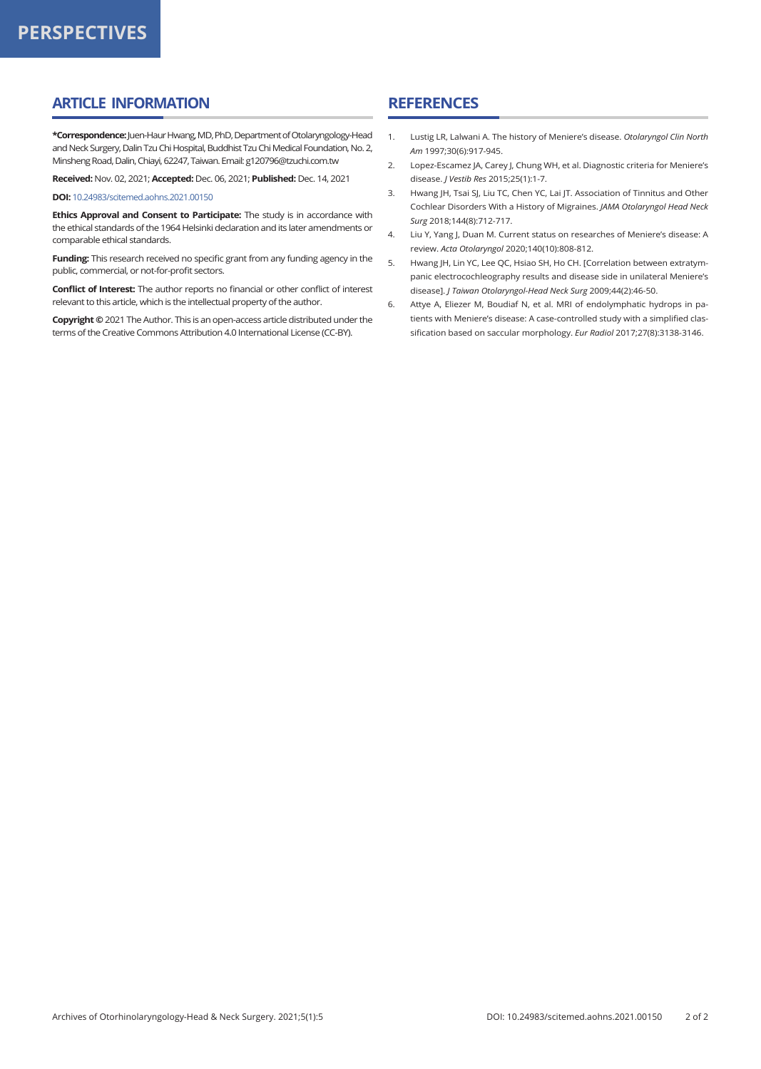## ARTICLE INFORMATION

***Correspondence:** Juen-Haur Hwang, MD, PhD, Department of Otolaryngology-Head and Neck Surgery, Dalin Tzu Chi Hospital, Buddhist Tzu Chi Medical Foundation, No. 2, Minsheng Road, Dalin, Chiayi, 62247, Taiwan. Email: g120796@tzuchi.com.tw

**Received:** Nov. 02, 2021; **Accepted:** Dec. 06, 2021; **Published:** Dec. 14, 2021

**DOI:** 10.24983/scitemed.aohns.2021.00150

**Ethics Approval and Consent to Participate:** The study is in accordance with the ethical standards of the 1964 Helsinki declaration and its later amendments or comparable ethical standards.

**Funding:** This research received no specific grant from any funding agency in the public, commercial, or not-for-profit sectors.

**Conflict of Interest:** The author reports no financial or other conflict of interest relevant to this article, which is the intellectual property of the author.

**Copyright ©** 2021 The Author. This is an open-access article distributed under the terms of the Creative Commons Attribution 4.0 International License (CC-BY).

## REFERENCES

1. Lustig LR, Lalwani A. The history of Meniere's disease. *Otolaryngol Clin North Am* 1997;30(6):917-945.
2. Lopez-Escamez JA, Carey J, Chung WH, et al. Diagnostic criteria for Meniere's disease. *J Vestib Res* 2015;25(1):1-7.
3. Hwang JH, Tsai SJ, Liu TC, Chen YC, Lai JT. Association of Tinnitus and Other Cochlear Disorders With a History of Migraines. *JAMA Otolaryngol Head Neck Surg* 2018;144(8):712-717.
4. Liu Y, Yang J, Duan M. Current status on researches of Meniere's disease: A review. *Acta Otolaryngol* 2020;140(10):808-812.
5. Hwang JH, Lin YC, Lee QC, Hsiao SH, Ho CH. [Correlation between extratympanic electrocochleography results and disease side in unilateral Meniere's disease]. *J Taiwan Otolaryngol-Head Neck Surg* 2009;44(2):46-50.
6. Attye A, Eliezer M, Boudiaf N, et al. MRI of endolymphatic hydrops in patients with Meniere's disease: A case-controlled study with a simplified classification based on saccular morphology. *Eur Radiol* 2017;27(8):3138-3146.